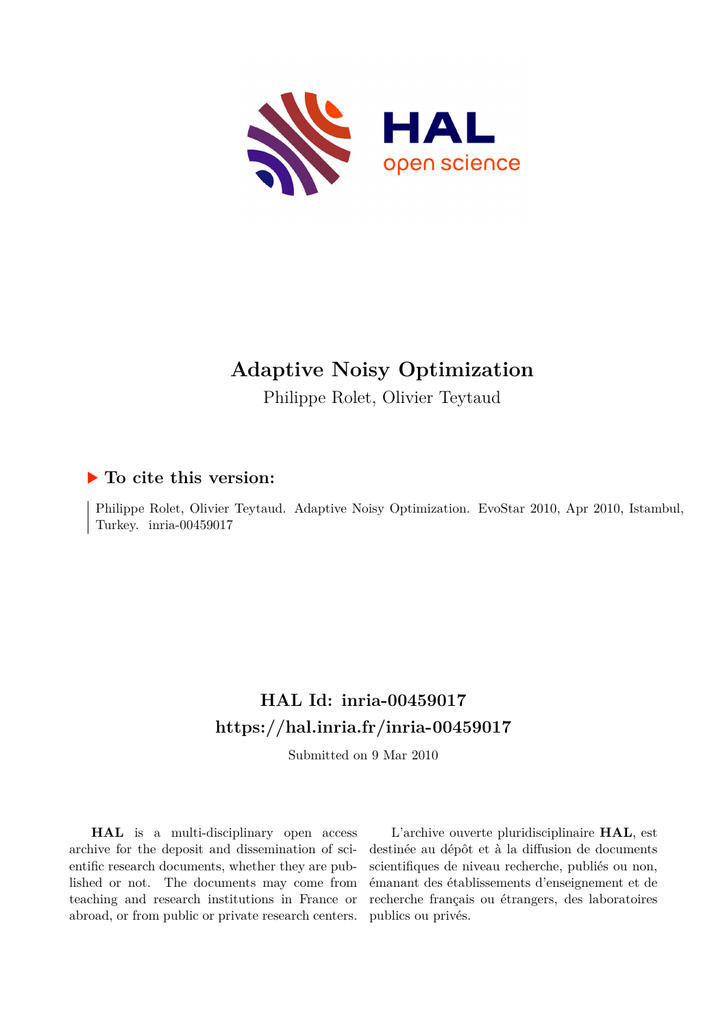# Adaptive Noisy Optimization

Philippe Rolet, Olivier Teytaud

## ▶ To cite this version:

Philippe Rolet, Olivier Teytaud. Adaptive Noisy Optimization. EvoStar 2010, Apr 2010, Istambul, Turkey. inria-00459017

## HAL Id: inria-00459017

## https://hal.inria.fr/inria-00459017

Submitted on 9 Mar 2010

**HAL** is a multi-disciplinary open access archive for the deposit and dissemination of scientific research documents, whether they are published or not. The documents may come from teaching and research institutions in France or abroad, or from public or private research centers.

L'archive ouverte pluridisciplinaire **HAL**, est destinée au dépôt et à la diffusion de documents scientifiques de niveau recherche, publiés ou non, émanant des établissements d'enseignement et de recherche français ou étrangers, des laboratoires publics ou privés.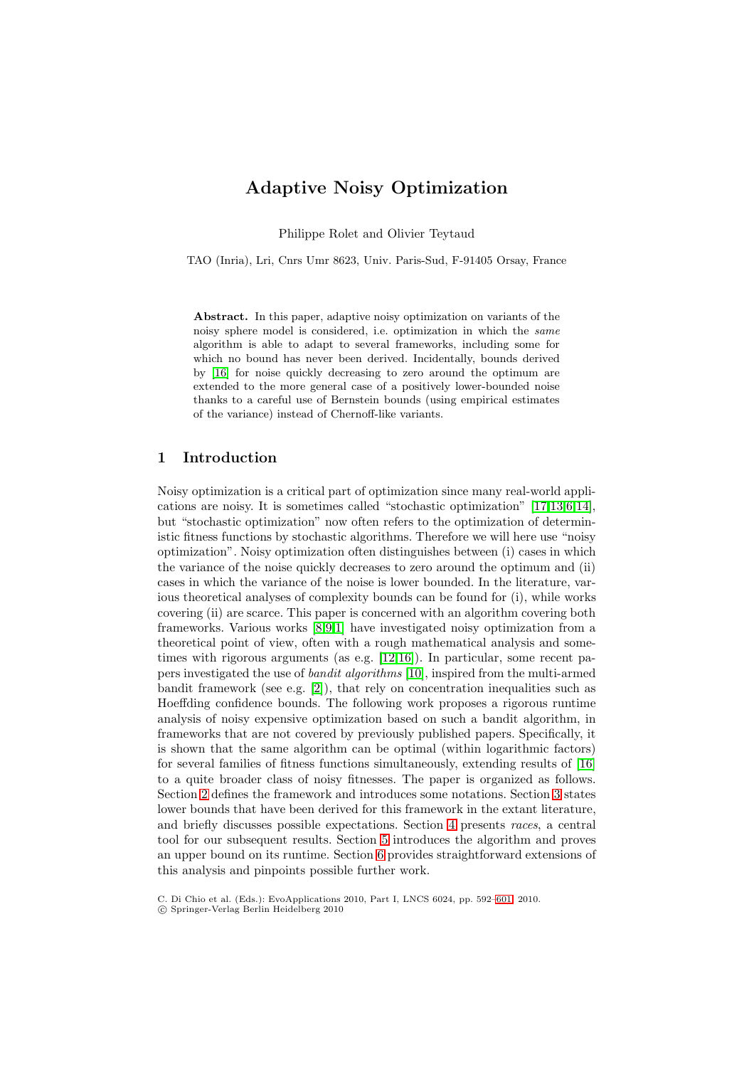# Adaptive Noisy Optimization

Philippe Rolet and Olivier Teytaud

TAO (Inria), Lri, Cnrs Umr 8623, Univ. Paris-Sud, F-91405 Orsay, France

**Abstract.** In this paper, adaptive noisy optimization on variants of the noisy sphere model is considered, i.e. optimization in which the *same* algorithm is able to adapt to several frameworks, including some for which no bound has never been derived. Incidentally, bounds derived by [16] for noise quickly decreasing to zero around the optimum are extended to the more general case of a positively lower-bounded noise thanks to a careful use of Bernstein bounds (using empirical estimates of the variance) instead of Chernoff-like variants.

## 1 Introduction

Noisy optimization is a critical part of optimization since many real-world applications are noisy. It is sometimes called "stochastic optimization" [17,13,6,14], but "stochastic optimization" now often refers to the optimization of deterministic fitness functions by stochastic algorithms. Therefore we will here use "noisy optimization". Noisy optimization often distinguishes between (i) cases in which the variance of the noise quickly decreases to zero around the optimum and (ii) cases in which the variance of the noise is lower bounded. In the literature, various theoretical analyses of complexity bounds can be found for (i), while works covering (ii) are scarce. This paper is concerned with an algorithm covering both frameworks. Various works [8,9,1] have investigated noisy optimization from a theoretical point of view, often with a rough mathematical analysis and sometimes with rigorous arguments (as e.g. [12,16]). In particular, some recent papers investigated the use of *bandit algorithms* [10], inspired from the multi-armed bandit framework (see e.g. [2]), that rely on concentration inequalities such as Hoeffding confidence bounds. The following work proposes a rigorous runtime analysis of noisy expensive optimization based on such a bandit algorithm, in frameworks that are not covered by previously published papers. Specifically, it is shown that the same algorithm can be optimal (within logarithmic factors) for several families of fitness functions simultaneously, extending results of [16] to a quite broader class of noisy fitnesses. The paper is organized as follows. Section 2 defines the framework and introduces some notations. Section 3 states lower bounds that have been derived for this framework in the extant literature, and briefly discusses possible expectations. Section 4 presents *races*, a central tool for our subsequent results. Section 5 introduces the algorithm and proves an upper bound on its runtime. Section 6 provides straightforward extensions of this analysis and pinpoints possible further work.

C. Di Chio et al. (Eds.): EvoApplications 2010, Part I, LNCS 6024, pp. 592–601, 2010.
© Springer-Verlag Berlin Heidelberg 2010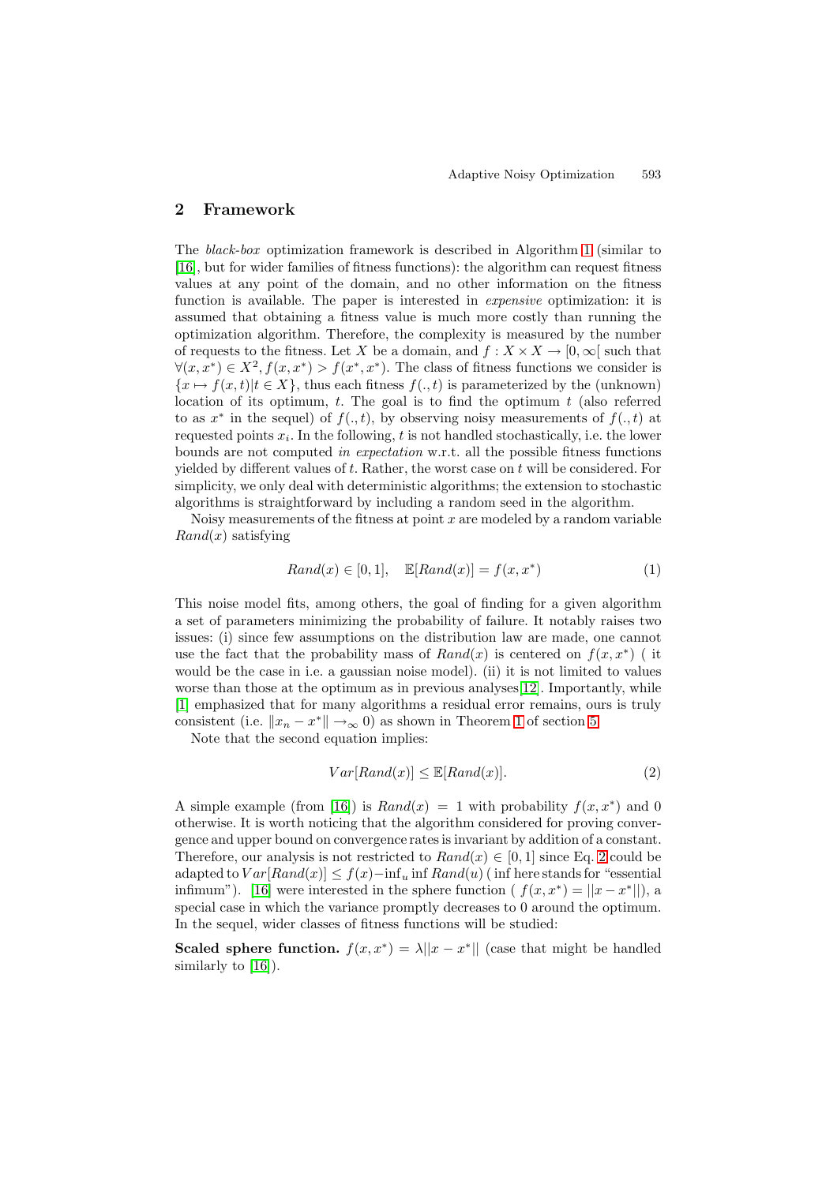## 2 Framework

The *black-box* optimization framework is described in Algorithm 1 (similar to [16], but for wider families of fitness functions): the algorithm can request fitness values at any point of the domain, and no other information on the fitness function is available. The paper is interested in *expensive* optimization: it is assumed that obtaining a fitness value is much more costly than running the optimization algorithm. Therefore, the complexity is measured by the number of requests to the fitness. Let $X$ be a domain, and $f : X \times X \to [0, \infty[$ such that $\forall (x, x^*) \in X^2, f(x, x^*) > f(x^*, x^*)$. The class of fitness functions we consider is $\{x \mapsto f(x,t) | t \in X\}$, thus each fitness $f(.,t)$ is parameterized by the (unknown) location of its optimum, $t$. The goal is to find the optimum $t$ (also referred to as $x^*$ in the sequel) of $f(.,t)$, by observing noisy measurements of $f(.,t)$ at requested points $x_i$. In the following, $t$ is not handled stochastically, i.e. the lower bounds are not computed *in expectation* w.r.t. all the possible fitness functions yielded by different values of $t$. Rather, the worst case on $t$ will be considered. For simplicity, we only deal with deterministic algorithms; the extension to stochastic algorithms is straightforward by including a random seed in the algorithm.

Noisy measurements of the fitness at point $x$ are modeled by a random variable $Rand(x)$ satisfying

$$Rand(x) \in [0,1], \quad \mathbb{E}[Rand(x)] = f(x, x^*) \tag{1}$$

This noise model fits, among others, the goal of finding for a given algorithm a set of parameters minimizing the probability of failure. It notably raises two issues: (i) since few assumptions on the distribution law are made, one cannot use the fact that the probability mass of $Rand(x)$ is centered on $f(x, x^*)$ ( it would be the case in i.e. a gaussian noise model). (ii) it is not limited to values worse than those at the optimum as in previous analyses[12]. Importantly, while [1] emphasized that for many algorithms a residual error remains, ours is truly consistent (i.e. $\|x_n - x^*\| \to_\infty 0$) as shown in Theorem 1 of section 5.

Note that the second equation implies:

$$Var[Rand(x)] \leq \mathbb{E}[Rand(x)]. \tag{2}$$

A simple example (from [16]) is $Rand(x) = 1$ with probability $f(x, x^*)$ and 0 otherwise. It is worth noticing that the algorithm considered for proving convergence and upper bound on convergence rates is invariant by addition of a constant. Therefore, our analysis is not restricted to $Rand(x) \in [0,1]$ since Eq. 2 could be adapted to $Var[Rand(x)] \leq f(x) - \inf_u \inf Rand(u)$ ( inf here stands for "essential infimum"). [16] were interested in the sphere function ( $f(x, x^*) = ||x - x^*||$), a special case in which the variance promptly decreases to 0 around the optimum. In the sequel, wider classes of fitness functions will be studied:

**Scaled sphere function.** $f(x, x^*) = \lambda ||x - x^*||$ (case that might be handled similarly to [16]).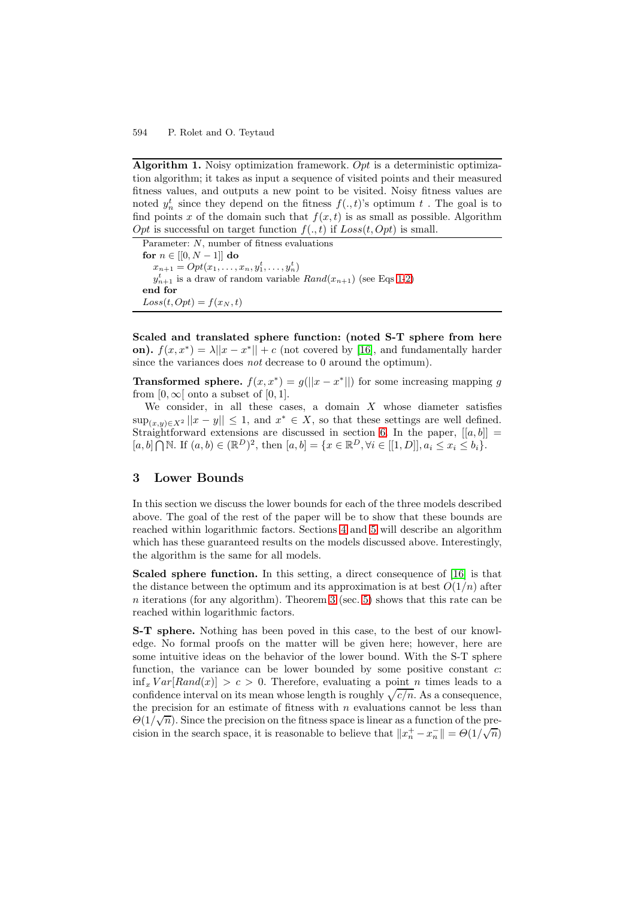**Algorithm 1.** Noisy optimization framework. *Opt* is a deterministic optimization algorithm; it takes as input a sequence of visited points and their measured fitness values, and outputs a new point to be visited. Noisy fitness values are noted $y_n^t$ since they depend on the fitness $f(.,t)$'s optimum $t$ . The goal is to find points $x$ of the domain such that $f(x,t)$ is as small as possible. Algorithm *Opt* is successful on target function $f(.,t)$ if $Loss(t, Opt)$ is small.

```
Parameter: N, number of fitness evaluations
for n ∈ [[0, N − 1]] do
   x_{n+1} = Opt(x_1, ..., x_n, y_1^t, ..., y_n^t)
   y_{n+1}^t is a draw of random variable Rand(x_{n+1}) (see Eqs 1-2)
end for
Loss(t, Opt) = f(x_N, t)
```

**Scaled and translated sphere function: (noted S-T sphere from here on).** $f(x, x^*) = \lambda||x - x^*|| + c$ (not covered by [16], and fundamentally harder since the variances does *not* decrease to 0 around the optimum).

**Transformed sphere.** $f(x, x^*) = g(||x - x^*||)$ for some increasing mapping $g$ from $[0, \infty[$ onto a subset of $[0, 1]$.

We consider, in all these cases, a domain $X$ whose diameter satisfies $\sup_{(x,y)\in X^2} ||x - y|| \leq 1$, and $x^* \in X$, so that these settings are well defined. Straightforward extensions are discussed in section 6. In the paper, $[[a, b]] = [a, b] \bigcap \mathbb{N}$. If $(a, b) \in (\mathbb{R}^D)^2$, then $[a, b] = \{x \in \mathbb{R}^D, \forall i \in [[1, D]], a_i \leq x_i \leq b_i\}$.

## 3 Lower Bounds

In this section we discuss the lower bounds for each of the three models described above. The goal of the rest of the paper will be to show that these bounds are reached within logarithmic factors. Sections 4 and 5 will describe an algorithm which has these guaranteed results on the models discussed above. Interestingly, the algorithm is the same for all models.

**Scaled sphere function.** In this setting, a direct consequence of [16] is that the distance between the optimum and its approximation is at best $O(1/n)$ after $n$ iterations (for any algorithm). Theorem 3 (sec. 5) shows that this rate can be reached within logarithmic factors.

**S-T sphere.** Nothing has been poved in this case, to the best of our knowledge. No formal proofs on the matter will be given here; however, here are some intuitive ideas on the behavior of the lower bound. With the S-T sphere function, the variance can be lower bounded by some positive constant $c$: $\inf_x Var[Rand(x)] > c > 0$. Therefore, evaluating a point $n$ times leads to a confidence interval on its mean whose length is roughly $\sqrt{c/n}$. As a consequence, the precision for an estimate of fitness with $n$ evaluations cannot be less than $\Theta(1/\sqrt{n})$. Since the precision on the fitness space is linear as a function of the precision in the search space, it is reasonable to believe that $\|x_n^+ - x_n^-\| = \Theta(1/\sqrt{n})$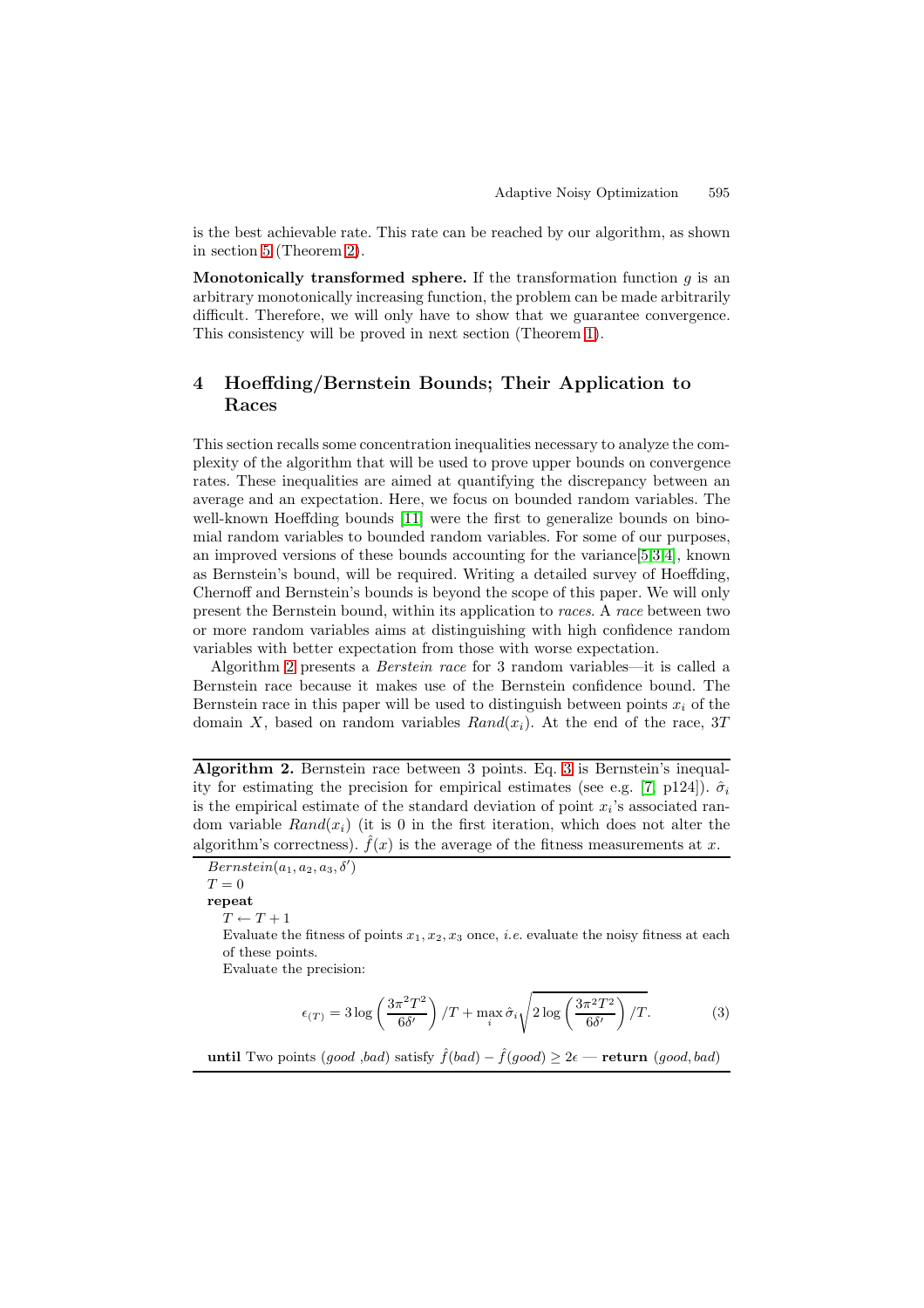is the best achievable rate. This rate can be reached by our algorithm, as shown in section 5 (Theorem 2).

**Monotonically transformed sphere.** If the transformation function $g$ is an arbitrary monotonically increasing function, the problem can be made arbitrarily difficult. Therefore, we will only have to show that we guarantee convergence. This consistency will be proved in next section (Theorem 1).

## 4 Hoeffding/Bernstein Bounds; Their Application to Races

This section recalls some concentration inequalities necessary to analyze the complexity of the algorithm that will be used to prove upper bounds on convergence rates. These inequalities are aimed at quantifying the discrepancy between an average and an expectation. Here, we focus on bounded random variables. The well-known Hoeffding bounds [11] were the first to generalize bounds on binomial random variables to bounded random variables. For some of our purposes, an improved versions of these bounds accounting for the variance[5,3,4], known as Bernstein's bound, will be required. Writing a detailed survey of Hoeffding, Chernoff and Bernstein's bounds is beyond the scope of this paper. We will only present the Bernstein bound, within its application to *races*. A *race* between two or more random variables aims at distinguishing with high confidence random variables with better expectation from those with worse expectation.

Algorithm 2 presents a *Berstein race* for 3 random variables—it is called a Bernstein race because it makes use of the Bernstein confidence bound. The Bernstein race in this paper will be used to distinguish between points $x_i$ of the domain $X$, based on random variables $Rand(x_i)$. At the end of the race, $3T$

---

**Algorithm 2.** Bernstein race between 3 points. Eq. 3 is Bernstein's inequality for estimating the precision for empirical estimates (see e.g. [7, p124]). $\hat{\sigma}_i$ is the empirical estimate of the standard deviation of point $x_i$'s associated random variable $Rand(x_i)$ (it is 0 in the first iteration, which does not alter the algorithm's correctness). $\hat{f}(x)$ is the average of the fitness measurements at $x$.

---

*Bernstein*$(a_1, a_2, a_3, \delta')$
$T = 0$
**repeat**
  $T \leftarrow T + 1$
  Evaluate the fitness of points $x_1, x_2, x_3$ once, *i.e.* evaluate the noisy fitness at each of these points.
  Evaluate the precision:

$$\epsilon_{(T)} = 3 \log\left(\frac{3\pi^2 T^2}{6\delta'}\right)/T + \max_i \hat{\sigma}_i \sqrt{2 \log\left(\frac{3\pi^2 T^2}{6\delta'}\right)/T}. \tag{3}$$

**until** Two points (*good* ,*bad*) satisfy $\hat{f}(bad) - \hat{f}(good) \geq 2\epsilon$ — **return** (*good*, *bad*)

---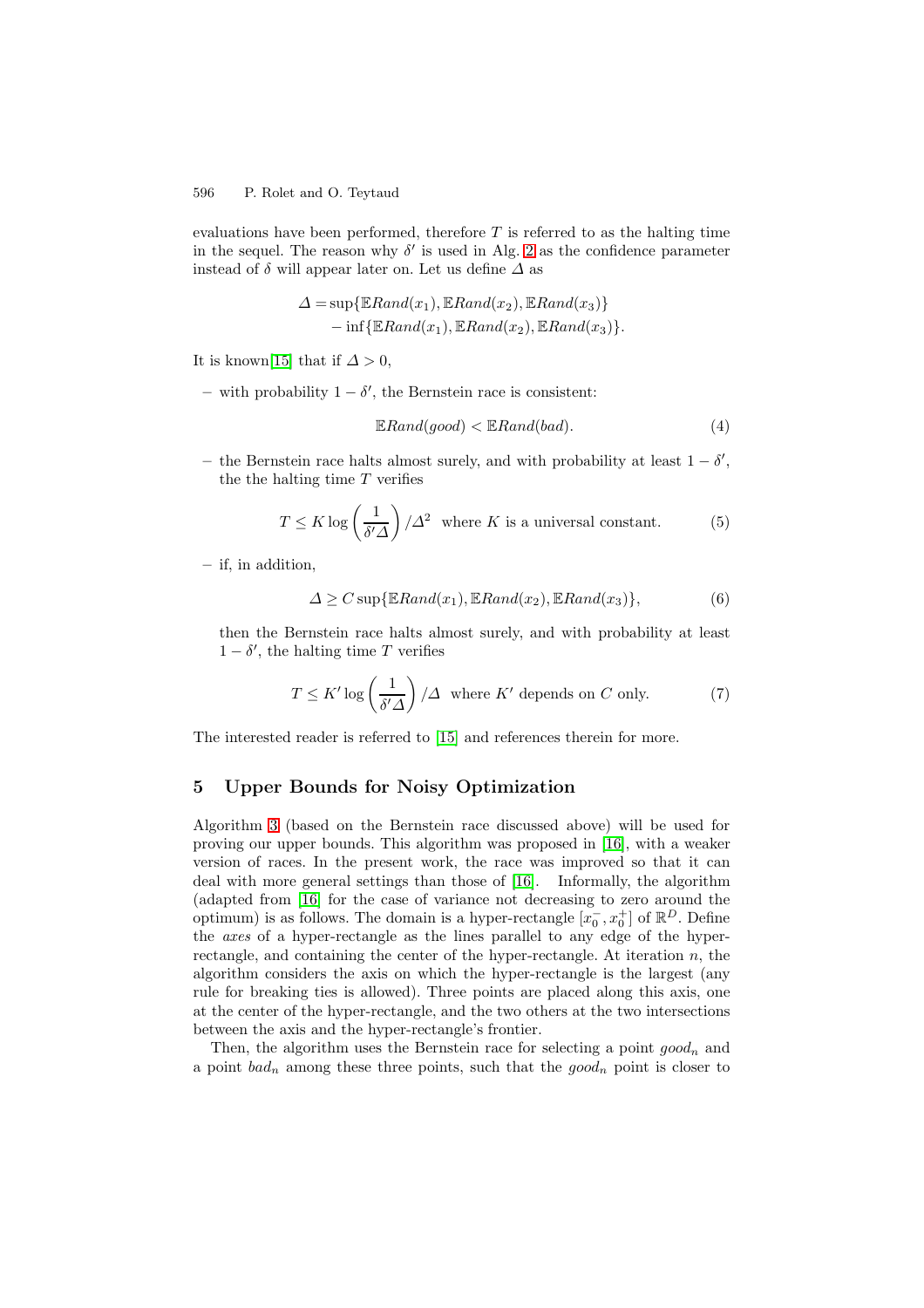evaluations have been performed, therefore $T$ is referred to as the halting time in the sequel. The reason why $\delta'$ is used in Alg. 2 as the confidence parameter instead of $\delta$ will appear later on. Let us define $\Delta$ as

$$\Delta = \sup\{\mathbb{E}Rand(x_1), \mathbb{E}Rand(x_2), \mathbb{E}Rand(x_3)\} - \inf\{\mathbb{E}Rand(x_1), \mathbb{E}Rand(x_2), \mathbb{E}Rand(x_3)\}.$$

It is known[15] that if $\Delta > 0$,

– with probability $1-\delta'$, the Bernstein race is consistent:

$$\mathbb{E}Rand(good) < \mathbb{E}Rand(bad). \tag{4}$$

– the Bernstein race halts almost surely, and with probability at least $1-\delta'$, the the halting time $T$ verifies

$$T \leq K \log\left(\frac{1}{\delta'\Delta}\right)/\Delta^2 \text{ where } K \text{ is a universal constant.} \tag{5}$$

– if, in addition,

$$\Delta \geq C \sup\{\mathbb{E}Rand(x_1), \mathbb{E}Rand(x_2), \mathbb{E}Rand(x_3)\}, \tag{6}$$

then the Bernstein race halts almost surely, and with probability at least $1-\delta'$, the halting time $T$ verifies

$$T \leq K' \log\left(\frac{1}{\delta'\Delta}\right)/\Delta \text{ where } K' \text{ depends on } C \text{ only.} \tag{7}$$

The interested reader is referred to [15] and references therein for more.

## 5 Upper Bounds for Noisy Optimization

Algorithm 3 (based on the Bernstein race discussed above) will be used for proving our upper bounds. This algorithm was proposed in [16], with a weaker version of races. In the present work, the race was improved so that it can deal with more general settings than those of [16]. Informally, the algorithm (adapted from [16] for the case of variance not decreasing to zero around the optimum) is as follows. The domain is a hyper-rectangle $[x_0^-, x_0^+]$ of $\mathbb{R}^D$. Define the *axes* of a hyper-rectangle as the lines parallel to any edge of the hyper-rectangle, and containing the center of the hyper-rectangle. At iteration $n$, the algorithm considers the axis on which the hyper-rectangle is the largest (any rule for breaking ties is allowed). Three points are placed along this axis, one at the center of the hyper-rectangle, and the two others at the two intersections between the axis and the hyper-rectangle's frontier.

Then, the algorithm uses the Bernstein race for selecting a point $good_n$ and a point $bad_n$ among these three points, such that the $good_n$ point is closer to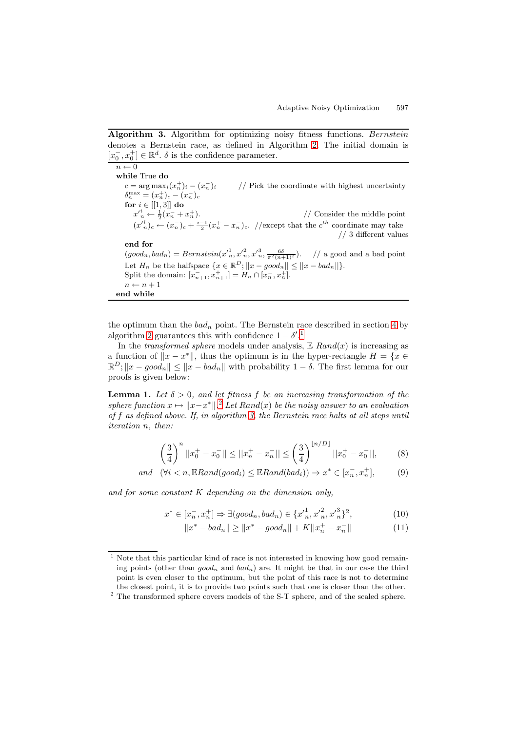**Algorithm 3.** Algorithm for optimizing noisy fitness functions. *Bernstein* denotes a Bernstein race, as defined in Algorithm 2. The initial domain is $[x_0^-, x_0^+] \in \mathbb{R}^d$. $\delta$ is the confidence parameter.

```
n ← 0
while True do
    c = arg max_i (x_n^+)_i − (x_n^−)_i          // Pick the coordinate with highest uncertainty
    δ_n^max = (x_n^+)_c − (x_n^−)_c
    for i ∈ [[1, 3]] do
        x'_n^i ← 1/2 (x_n^− + x_n^+).                          // Consider the middle point
        (x'_n^i)_c ← (x_n^−)_c + (i−1)/2 (x_n^+ − x_n^−)_c.  //except that the c^th coordinate may take
                                                                // 3 different values
    end for
    (good_n, bad_n) = Bernstein(x'_n^1, x'_n^2, x'_n^3, 6δ/(π²(n+1)²)).    // a good and a bad point
    Let H_n be the halfspace {x ∈ R^D; ||x − good_n|| ≤ ||x − bad_n||}.
    Split the domain: [x_{n+1}^−, x_{n+1}^+] = H_n ∩ [x_n^−, x_n^+].
    n ← n + 1
end while
```

the optimum than the $bad_n$ point. The Bernstein race described in section 4 by algorithm 2 guarantees this with confidence $1-\delta'$.[1]

In the *transformed sphere* models under analysis, $\mathbb{E}\ Rand(x)$ is increasing as a function of $\|x - x^*\|$, thus the optimum is in the hyper-rectangle $H = \{x \in \mathbb{R}^D; \|x - good_n\| \leq \|x - bad_n\|$ with probability $1-\delta$. The first lemma for our proofs is given below:

**Lemma 1.** *Let $\delta > 0$, and let fitness $f$ be an increasing transformation of the sphere function $x \mapsto \|x - x^*\|$.[2] Let $Rand(x)$ be the noisy answer to an evaluation of $f$ as defined above. If, in algorithm 3, the Bernstein race halts at all steps until iteration $n$, then:*

$$\left(\frac{3}{4}\right)^n ||x_0^+ - x_0^-|| \leq ||x_n^+ - x_n^-|| \leq \left(\frac{3}{4}\right)^{\lfloor n/D \rfloor} ||x_0^+ - x_0^-||, \tag{8}$$

$$\text{and} \quad (\forall i < n, \mathbb{E}Rand(good_i) \leq \mathbb{E}Rand(bad_i)) \Rightarrow x^* \in [x_n^-, x_n^+], \tag{9}$$

*and for some constant $K$ depending on the dimension only,*

$$x^* \in [x_n^-, x_n^+] \Rightarrow \exists (good_n, bad_n) \in \{x'^1_n, x'^2_n, x'^3_n\}^2, \tag{10}$$

$$\|x^* - bad_n\| \geq \|x^* - good_n\| + K||x_n^+ - x_n^-|| \tag{11}$$

---

[1] Note that this particular kind of race is not interested in knowing how good remaining points (other than $good_n$ and $bad_n$) are. It might be that in our case the third point is even closer to the optimum, but the point of this race is not to determine the closest point, it is to provide two points such that one is closer than the other.

[2] The transformed sphere covers models of the S-T sphere, and of the scaled sphere.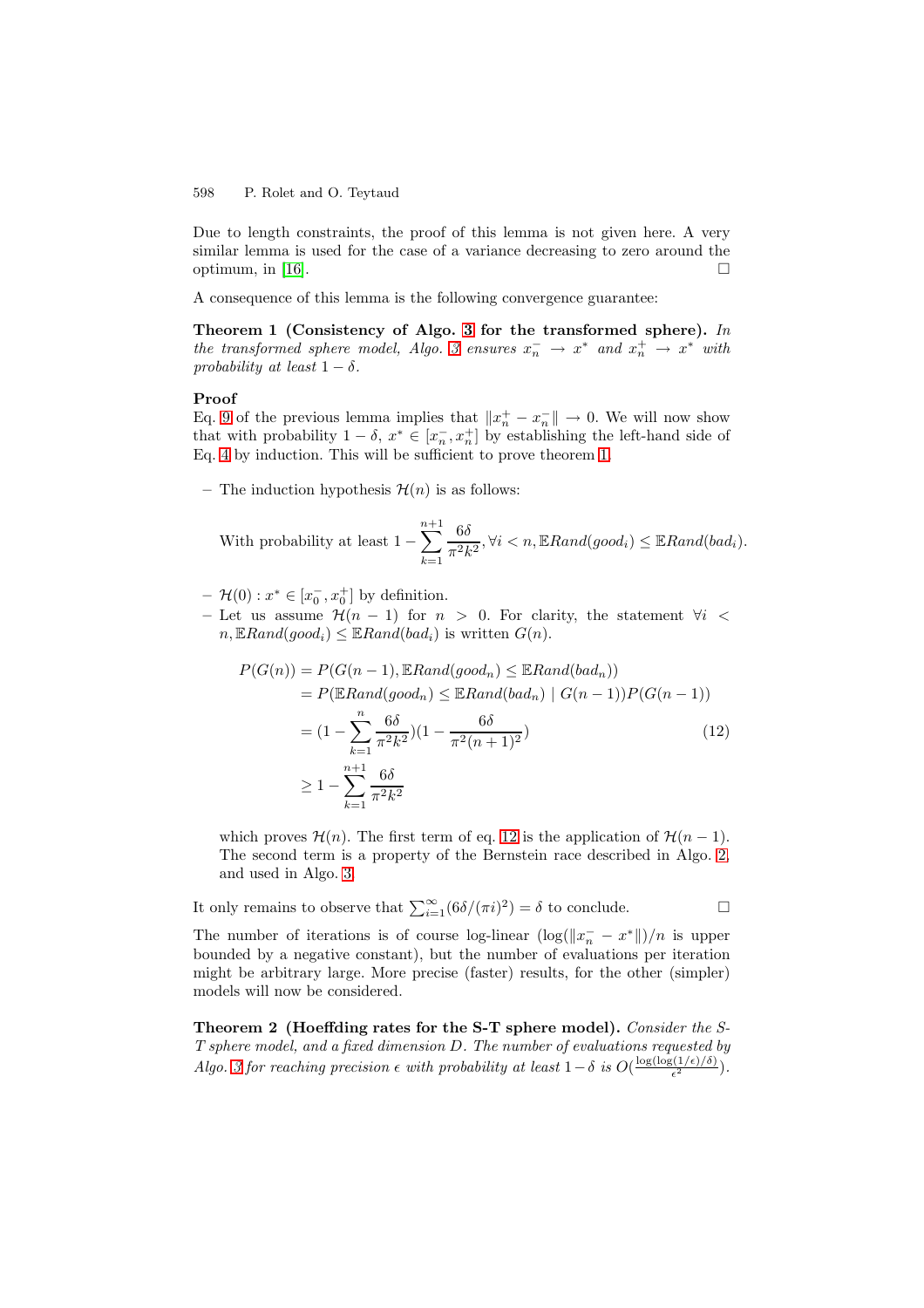Due to length constraints, the proof of this lemma is not given here. A very similar lemma is used for the case of a variance decreasing to zero around the optimum, in [16]. □

A consequence of this lemma is the following convergence guarantee:

**Theorem 1 (Consistency of Algo. 3 for the transformed sphere).** *In the transformed sphere model, Algo. 3 ensures $x_n^- \to x^*$ and $x_n^+ \to x^*$ with probability at least $1-\delta$.*

**Proof**
Eq. 9 of the previous lemma implies that $\|x_n^+ - x_n^-\| \to 0$. We will now show that with probability $1-\delta$, $x^* \in [x_n^-, x_n^+]$ by establishing the left-hand side of Eq. 4 by induction. This will be sufficient to prove theorem 1.

– The induction hypothesis $\mathcal{H}(n)$ is as follows:

  With probability at least $1 - \sum_{k=1}^{n+1} \frac{6\delta}{\pi^2 k^2}, \forall i < n, \mathbb{E}Rand(good_i) \leq \mathbb{E}Rand(bad_i)$.

– $\mathcal{H}(0) : x^* \in [x_0^-, x_0^+]$ by definition.

– Let us assume $\mathcal{H}(n-1)$ for $n > 0$. For clarity, the statement $\forall i < n, \mathbb{E}Rand(good_i) \leq \mathbb{E}Rand(bad_i)$ is written $G(n)$.

$$
\begin{aligned}
P(G(n)) &= P(G(n-1), \mathbb{E}Rand(good_n) \leq \mathbb{E}Rand(bad_n)) \\
&= P(\mathbb{E}Rand(good_n) \leq \mathbb{E}Rand(bad_n) \mid G(n-1))P(G(n-1)) \\
&= (1 - \sum_{k=1}^{n} \frac{6\delta}{\pi^2 k^2})(1 - \frac{6\delta}{\pi^2 (n+1)^2}) \\
&\geq 1 - \sum_{k=1}^{n+1} \frac{6\delta}{\pi^2 k^2}
\end{aligned}
\tag{12}
$$

  which proves $\mathcal{H}(n)$. The first term of eq. 12 is the application of $\mathcal{H}(n-1)$. The second term is a property of the Bernstein race described in Algo. 2, and used in Algo. 3.

It only remains to observe that $\sum_{i=1}^{\infty}(6\delta/(\pi i)^2) = \delta$ to conclude. □

The number of iterations is of course log-linear $(\log(\|x_n^- - x^*\|)/n$ is upper bounded by a negative constant), but the number of evaluations per iteration might be arbitrary large. More precise (faster) results, for the other (simpler) models will now be considered.

**Theorem 2 (Hoeffding rates for the S-T sphere model).** *Consider the S-T sphere model, and a fixed dimension $D$. The number of evaluations requested by Algo. 3 for reaching precision $\epsilon$ with probability at least $1-\delta$ is $O(\frac{\log(\log(1/\epsilon)/\delta)}{\epsilon^2})$.*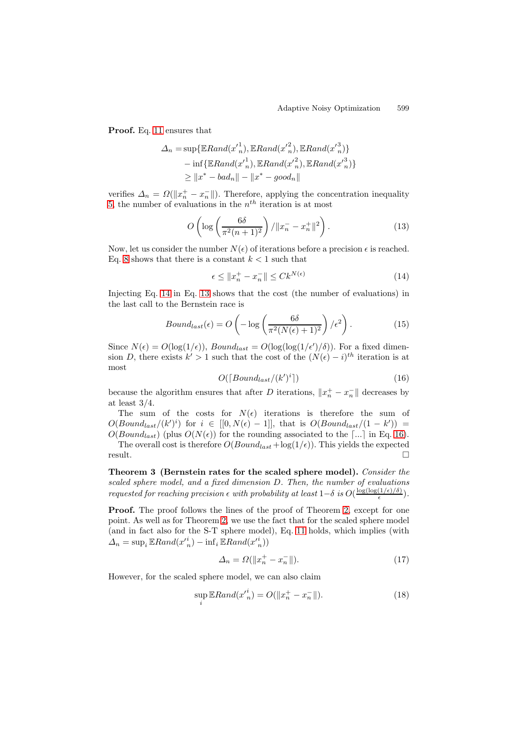**Proof.** Eq. 11 ensures that

$$\begin{aligned}\varDelta_n = &\sup\{\mathbb{E}Rand(x'^1_n), \mathbb{E}Rand(x'^2_n), \mathbb{E}Rand(x'^3_n)\}\\ &-\inf\{\mathbb{E}Rand(x'^1_n), \mathbb{E}Rand(x'^2_n), \mathbb{E}Rand(x'^3_n)\}\\ &\geq \|x^* - bad_n\| - \|x^* - good_n\|\end{aligned}$$

verifies $\varDelta_n = \Omega(\|x^+_n - x^-_n\|)$. Therefore, applying the concentration inequality 5, the number of evaluations in the $n^{th}$ iteration is at most

$$O\left(\log\left(\frac{6\delta}{\pi^2(n+1)^2}\right)/\|x^-_n - x^+_n\|^2\right). \tag{13}$$

Now, let us consider the number $N(\epsilon)$ of iterations before a precision $\epsilon$ is reached. Eq. 8 shows that there is a constant $k<1$ such that

$$\epsilon \leq \|x^+_n - x^-_n\| \leq Ck^{N(\epsilon)} \tag{14}$$

Injecting Eq. 14 in Eq. 13 shows that the cost (the number of evaluations) in the last call to the Bernstein race is

$$Bound_{last}(\epsilon) = O\left(-\log\left(\frac{6\delta}{\pi^2(N(\epsilon)+1)^2}\right)/\epsilon^2\right). \tag{15}$$

Since $N(\epsilon) = O(\log(1/\epsilon))$, $Bound_{last} = O(\log(\log(1/\epsilon')/\delta))$. For a fixed dimension $D$, there exists $k'>1$ such that the cost of the $(N(\epsilon)-i)^{th}$ iteration is at most

$$O(\lceil Bound_{last}/(k')^i \rceil) \tag{16}$$

because the algorithm ensures that after $D$ iterations, $\|x^+_n - x^-_n\|$ decreases by at least $3/4$.

The sum of the costs for $N(\epsilon)$ iterations is therefore the sum of $O(Bound_{last}/(k')^i)$ for $i \in [[0, N(\epsilon)-1]]$, that is $O(Bound_{last}/(1-k')) = O(Bound_{last})$ (plus $O(N(\epsilon))$ for the rounding associated to the $\lceil ... \rceil$ in Eq. 16).

The overall cost is therefore $O(Bound_{last} + \log(1/\epsilon))$. This yields the expected result. □

**Theorem 3 (Bernstein rates for the scaled sphere model).** *Consider the scaled sphere model, and a fixed dimension $D$. Then, the number of evaluations requested for reaching precision $\epsilon$ with probability at least $1-\delta$ is $O(\frac{\log(\log(1/\epsilon)/\delta)}{\epsilon})$.*

**Proof.** The proof follows the lines of the proof of Theorem 2, except for one point. As well as for Theorem 2, we use the fact that for the scaled sphere model (and in fact also for the S-T sphere model), Eq. 11 holds, which implies (with $\varDelta_n = \sup_i \mathbb{E}Rand(x'^i_n) - \inf_i \mathbb{E}Rand(x'^i_n)$)

$$\varDelta_n = \Omega(\|x^+_n - x^-_n\|). \tag{17}$$

However, for the scaled sphere model, we can also claim

$$\sup_i \mathbb{E}Rand(x'^i_n) = O(\|x^+_n - x^-_n\|). \tag{18}$$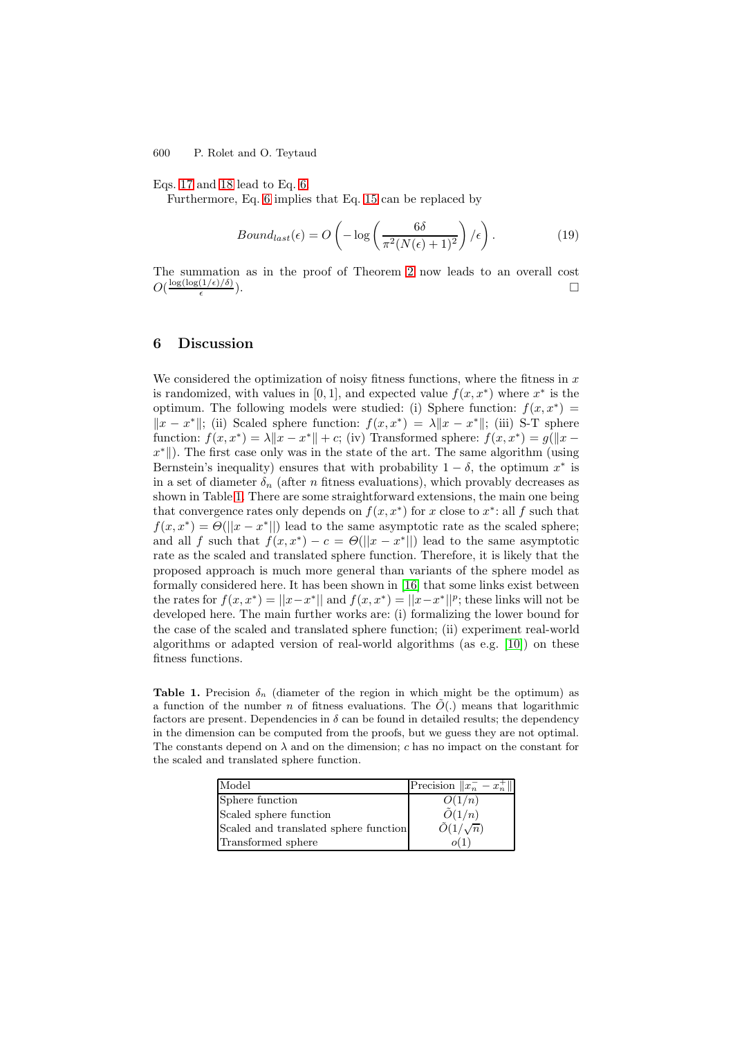Eqs. 17 and 18 lead to Eq. 6.

Furthermore, Eq. 6 implies that Eq. 15 can be replaced by

$$Bound_{last}(\epsilon) = O\left(-\log\left(\frac{6\delta}{\pi^2(N(\epsilon)+1)^2}\right)/\epsilon\right). \tag{19}$$

The summation as in the proof of Theorem 2 now leads to an overall cost $O(\frac{\log(\log(1/\epsilon)/\delta)}{\epsilon})$. □

## 6 Discussion

We considered the optimization of noisy fitness functions, where the fitness in $x$ is randomized, with values in $[0, 1]$, and expected value $f(x, x^*)$ where $x^*$ is the optimum. The following models were studied: (i) Sphere function: $f(x, x^*) = \|x - x^*\|$; (ii) Scaled sphere function: $f(x, x^*) = \lambda\|x - x^*\|$; (iii) S-T sphere function: $f(x, x^*) = \lambda\|x - x^*\| + c$; (iv) Transformed sphere: $f(x, x^*) = g(\|x - x^*\|)$. The first case only was in the state of the art. The same algorithm (using Bernstein's inequality) ensures that with probability $1 - \delta$, the optimum $x^*$ is in a set of diameter $\delta_n$ (after $n$ fitness evaluations), which provably decreases as shown in Table 1. There are some straightforward extensions, the main one being that convergence rates only depends on $f(x, x^*)$ for $x$ close to $x^*$: all $f$ such that $f(x, x^*) = \Theta(||x - x^*||)$ lead to the same asymptotic rate as the scaled sphere; and all $f$ such that $f(x, x^*) - c = \Theta(||x - x^*||)$ lead to the same asymptotic rate as the scaled and translated sphere function. Therefore, it is likely that the proposed approach is much more general than variants of the sphere model as formally considered here. It has been shown in [16] that some links exist between the rates for $f(x, x^*) = ||x - x^*||$ and $f(x, x^*) = ||x - x^*||^p$; these links will not be developed here. The main further works are: (i) formalizing the lower bound for the case of the scaled and translated sphere function; (ii) experiment real-world algorithms or adapted version of real-world algorithms (as e.g. [10]) on these fitness functions.

**Table 1.** Precision $\delta_n$ (diameter of the region in which might be the optimum) as a function of the number $n$ of fitness evaluations. The $\tilde{O}(.)$ means that logarithmic factors are present. Dependencies in $\delta$ can be found in detailed results; the dependency in the dimension can be computed from the proofs, but we guess they are not optimal. The constants depend on $\lambda$ and on the dimension; $c$ has no impact on the constant for the scaled and translated sphere function.

| Model | Precision $\|x_n^- - x_n^+\|$ |
|---|---|
| Sphere function | $O(1/n)$ |
| Scaled sphere function | $\tilde{O}(1/n)$ |
| Scaled and translated sphere function | $\tilde{O}(1/\sqrt{n})$ |
| Transformed sphere | $o(1)$ |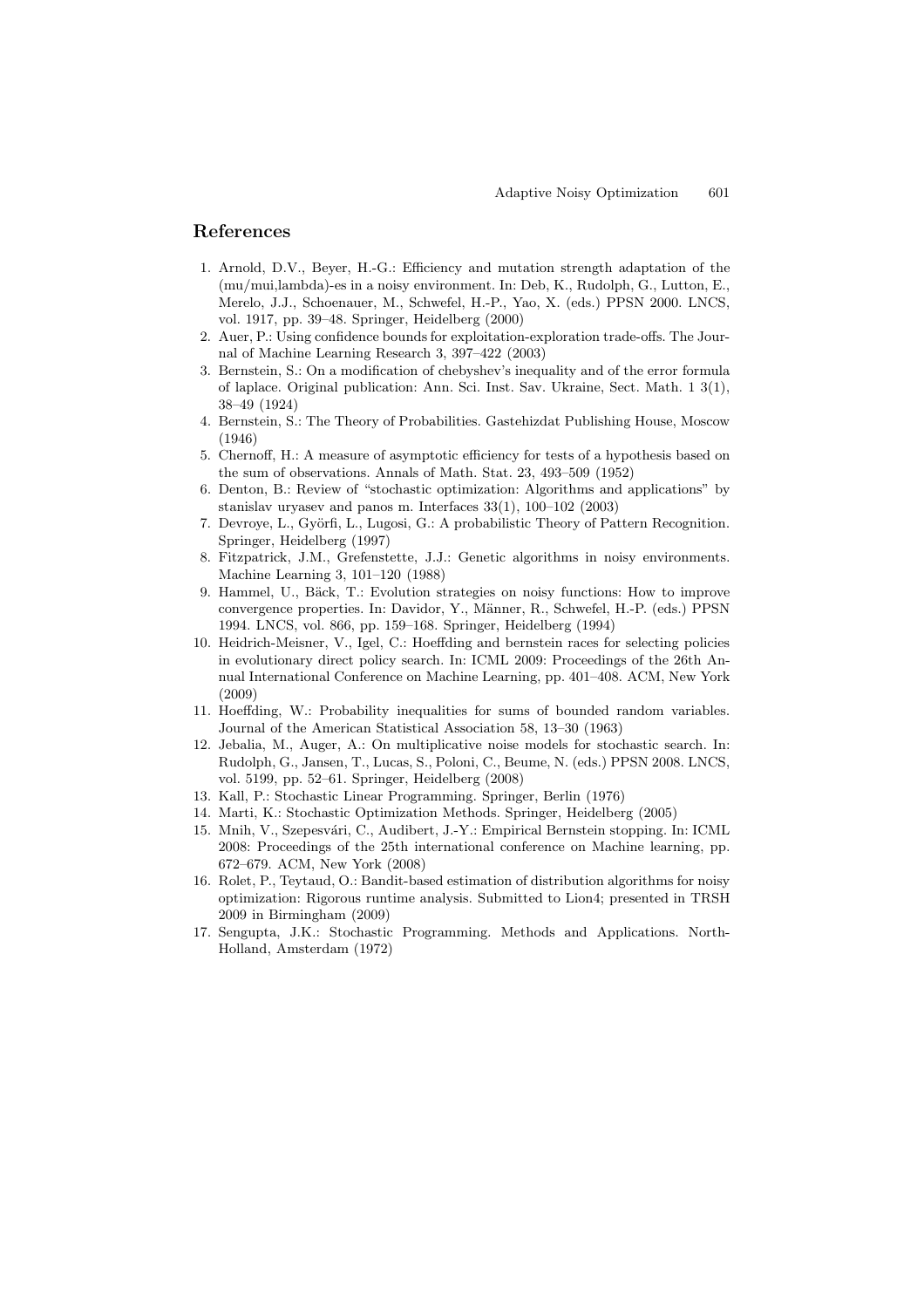## References

1. Arnold, D.V., Beyer, H.-G.: Efficiency and mutation strength adaptation of the (mu/mui,lambda)-es in a noisy environment. In: Deb, K., Rudolph, G., Lutton, E., Merelo, J.J., Schoenauer, M., Schwefel, H.-P., Yao, X. (eds.) PPSN 2000. LNCS, vol. 1917, pp. 39–48. Springer, Heidelberg (2000)
2. Auer, P.: Using confidence bounds for exploitation-exploration trade-offs. The Journal of Machine Learning Research 3, 397–422 (2003)
3. Bernstein, S.: On a modification of chebyshev's inequality and of the error formula of laplace. Original publication: Ann. Sci. Inst. Sav. Ukraine, Sect. Math. 1 3(1), 38–49 (1924)
4. Bernstein, S.: The Theory of Probabilities. Gastehizdat Publishing House, Moscow (1946)
5. Chernoff, H.: A measure of asymptotic efficiency for tests of a hypothesis based on the sum of observations. Annals of Math. Stat. 23, 493–509 (1952)
6. Denton, B.: Review of "stochastic optimization: Algorithms and applications" by stanislav uryasev and panos m. Interfaces 33(1), 100–102 (2003)
7. Devroye, L., Györfi, L., Lugosi, G.: A probabilistic Theory of Pattern Recognition. Springer, Heidelberg (1997)
8. Fitzpatrick, J.M., Grefenstette, J.J.: Genetic algorithms in noisy environments. Machine Learning 3, 101–120 (1988)
9. Hammel, U., Bäck, T.: Evolution strategies on noisy functions: How to improve convergence properties. In: Davidor, Y., Männer, R., Schwefel, H.-P. (eds.) PPSN 1994. LNCS, vol. 866, pp. 159–168. Springer, Heidelberg (1994)
10. Heidrich-Meisner, V., Igel, C.: Hoeffding and bernstein races for selecting policies in evolutionary direct policy search. In: ICML 2009: Proceedings of the 26th Annual International Conference on Machine Learning, pp. 401–408. ACM, New York (2009)
11. Hoeffding, W.: Probability inequalities for sums of bounded random variables. Journal of the American Statistical Association 58, 13–30 (1963)
12. Jebalia, M., Auger, A.: On multiplicative noise models for stochastic search. In: Rudolph, G., Jansen, T., Lucas, S., Poloni, C., Beume, N. (eds.) PPSN 2008. LNCS, vol. 5199, pp. 52–61. Springer, Heidelberg (2008)
13. Kall, P.: Stochastic Linear Programming. Springer, Berlin (1976)
14. Marti, K.: Stochastic Optimization Methods. Springer, Heidelberg (2005)
15. Mnih, V., Szepesvári, C., Audibert, J.-Y.: Empirical Bernstein stopping. In: ICML 2008: Proceedings of the 25th international conference on Machine learning, pp. 672–679. ACM, New York (2008)
16. Rolet, P., Teytaud, O.: Bandit-based estimation of distribution algorithms for noisy optimization: Rigorous runtime analysis. Submitted to Lion4; presented in TRSH 2009 in Birmingham (2009)
17. Sengupta, J.K.: Stochastic Programming. Methods and Applications. North-Holland, Amsterdam (1972)